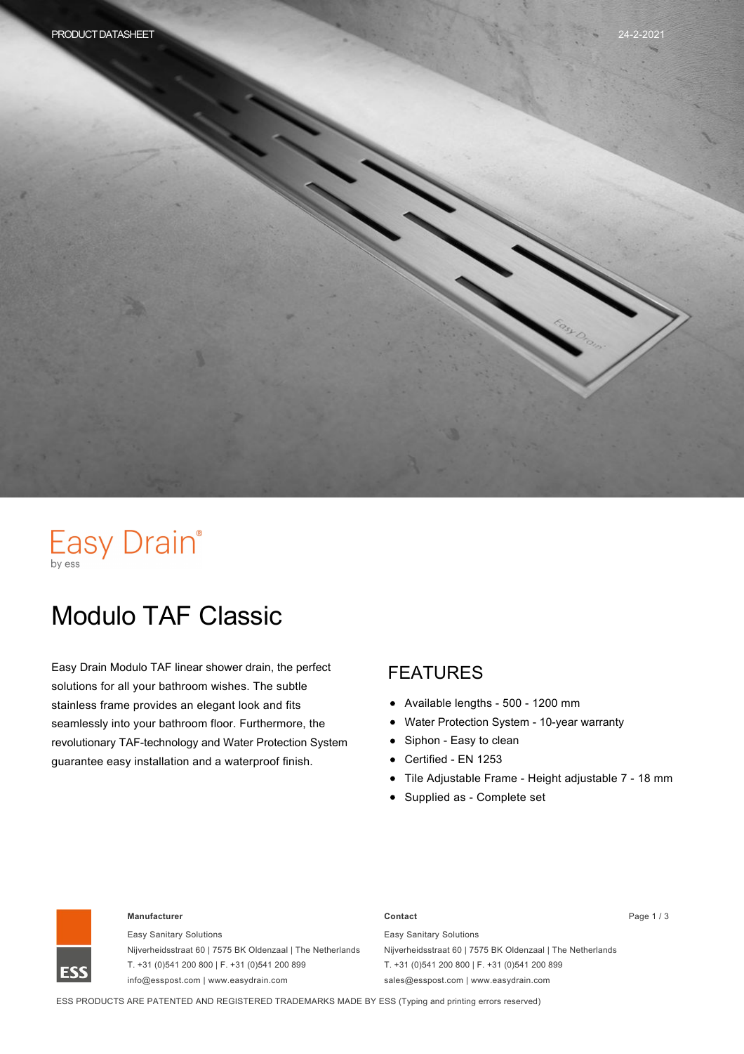Easy Drain®
by ess

# Modulo TAF Classic

Easy Drain Modulo TAF linear shower drain, the perfect solutions for all your bathroom wishes. The subtle stainless frame provides an elegant look and fits seamlessly into your bathroom floor. Furthermore, the revolutionary TAF-technology and Water Protection System guarantee easy installation and a waterproof finish.

## FEATURES

- Available lengths - 500 - 1200 mm
- Water Protection System - 10-year warranty
- Siphon - Easy to clean
- Certified - EN 1253
- Tile Adjustable Frame - Height adjustable 7 - 18 mm
- Supplied as - Complete set

**Manufacturer**

Easy Sanitary Solutions
Nijverheidsstraat 60 | 7575 BK Oldenzaal | The Netherlands
T. +31 (0)541 200 800 | F. +31 (0)541 200 899
info@esspost.com | www.easydrain.com

**Contact**

Easy Sanitary Solutions
Nijverheidsstraat 60 | 7575 BK Oldenzaal | The Netherlands
T. +31 (0)541 200 800 | F. +31 (0)541 200 899
sales@esspost.com | www.easydrain.com

ESS PRODUCTS ARE PATENTED AND REGISTERED TRADEMARKS MADE BY ESS (Typing and printing errors reserved)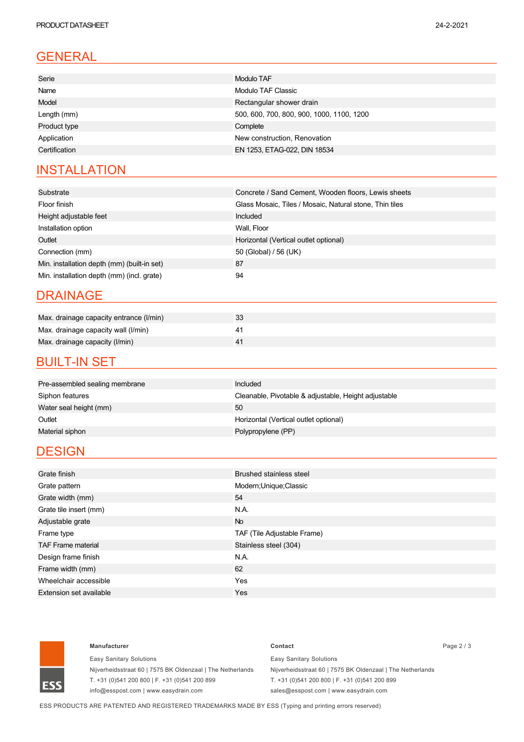## GENERAL

| | |
|---|---|
| Serie | Modulo TAF |
| Name | Modulo TAF Classic |
| Model | Rectangular shower drain |
| Length (mm) | 500, 600, 700, 800, 900, 1000, 1100, 1200 |
| Product type | Complete |
| Application | New construction, Renovation |
| Certification | EN 1253, ETAG-022, DIN 18534 |

## INSTALLATION

| | |
|---|---|
| Substrate | Concrete / Sand Cement, Wooden floors, Lewis sheets |
| Floor finish | Glass Mosaic, Tiles / Mosaic, Natural stone, Thin tiles |
| Height adjustable feet | Included |
| Installation option | Wall, Floor |
| Outlet | Horizontal (Vertical outlet optional) |
| Connection (mm) | 50 (Global) / 56 (UK) |
| Min. installation depth (mm) (built-in set) | 87 |
| Min. installation depth (mm) (incl. grate) | 94 |

## DRAINAGE

| | |
|---|---|
| Max. drainage capacity entrance (l/min) | 33 |
| Max. drainage capacity wall (l/min) | 41 |
| Max. drainage capacity (l/min) | 41 |

## BUILT-IN SET

| | |
|---|---|
| Pre-assembled sealing membrane | Included |
| Siphon features | Cleanable, Pivotable & adjustable, Height adjustable |
| Water seal height (mm) | 50 |
| Outlet | Horizontal (Vertical outlet optional) |
| Material siphon | Polypropylene (PP) |

## DESIGN

| | |
|---|---|
| Grate finish | Brushed stainless steel |
| Grate pattern | Modern;Unique;Classic |
| Grate width (mm) | 54 |
| Grate tile insert (mm) | N.A. |
| Adjustable grate | No |
| Frame type | TAF (Tile Adjustable Frame) |
| TAF Frame material | Stainless steel (304) |
| Design frame finish | N.A. |
| Frame width (mm) | 62 |
| Wheelchair accessible | Yes |
| Extension set available | Yes |

**Manufacturer**

Easy Sanitary Solutions
Nijverheidsstraat 60 | 7575 BK Oldenzaal | The Netherlands
T. +31 (0)541 200 800 | F. +31 (0)541 200 899
info@esspost.com | www.easydrain.com

**Contact**

Easy Sanitary Solutions
Nijverheidsstraat 60 | 7575 BK Oldenzaal | The Netherlands
T. +31 (0)541 200 800 | F. +31 (0)541 200 899
sales@esspost.com | www.easydrain.com

ESS PRODUCTS ARE PATENTED AND REGISTERED TRADEMARKS MADE BY ESS (Typing and printing errors reserved)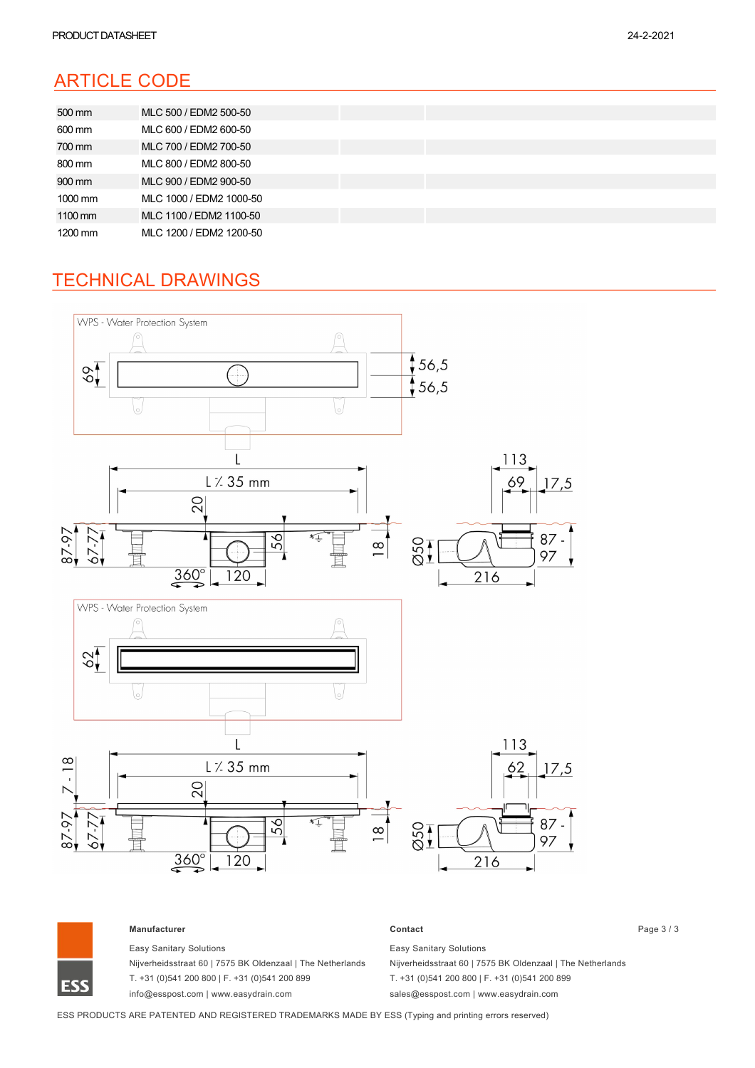## ARTICLE CODE

| | | | |
|---|---|---|---|
| 500 mm | MLC 500 / EDM2 500-50 | | |
| 600 mm | MLC 600 / EDM2 600-50 | | |
| 700 mm | MLC 700 / EDM2 700-50 | | |
| 800 mm | MLC 800 / EDM2 800-50 | | |
| 900 mm | MLC 900 / EDM2 900-50 | | |
| 1000 mm | MLC 1000 / EDM2 1000-50 | | |
| 1100 mm | MLC 1100 / EDM2 1100-50 | | |
| 1200 mm | MLC 1200 / EDM2 1200-50 | | |

## TECHNICAL DRAWINGS

WPS - Water Protection System

69

56,5

56,5

L

L ⁄ 35 mm

20

87-97

67-77

56

18

360°

120

113

69

17,5

Ø50

87 -

97

216

WPS - Water Protection System

62

L

L ⁄ 35 mm

7 - 18

20

87-97

67-77

56

18

360°

120

113

62

17,5

Ø50

87 -

97

216

**Manufacturer**

Easy Sanitary Solutions
Nijverheidsstraat 60 | 7575 BK Oldenzaal | The Netherlands
T. +31 (0)541 200 800 | F. +31 (0)541 200 899
info@esspost.com | www.easydrain.com

**Contact**

Easy Sanitary Solutions
Nijverheidsstraat 60 | 7575 BK Oldenzaal | The Netherlands
T. +31 (0)541 200 800 | F. +31 (0)541 200 899
sales@esspost.com | www.easydrain.com

ESS PRODUCTS ARE PATENTED AND REGISTERED TRADEMARKS MADE BY ESS (Typing and printing errors reserved)